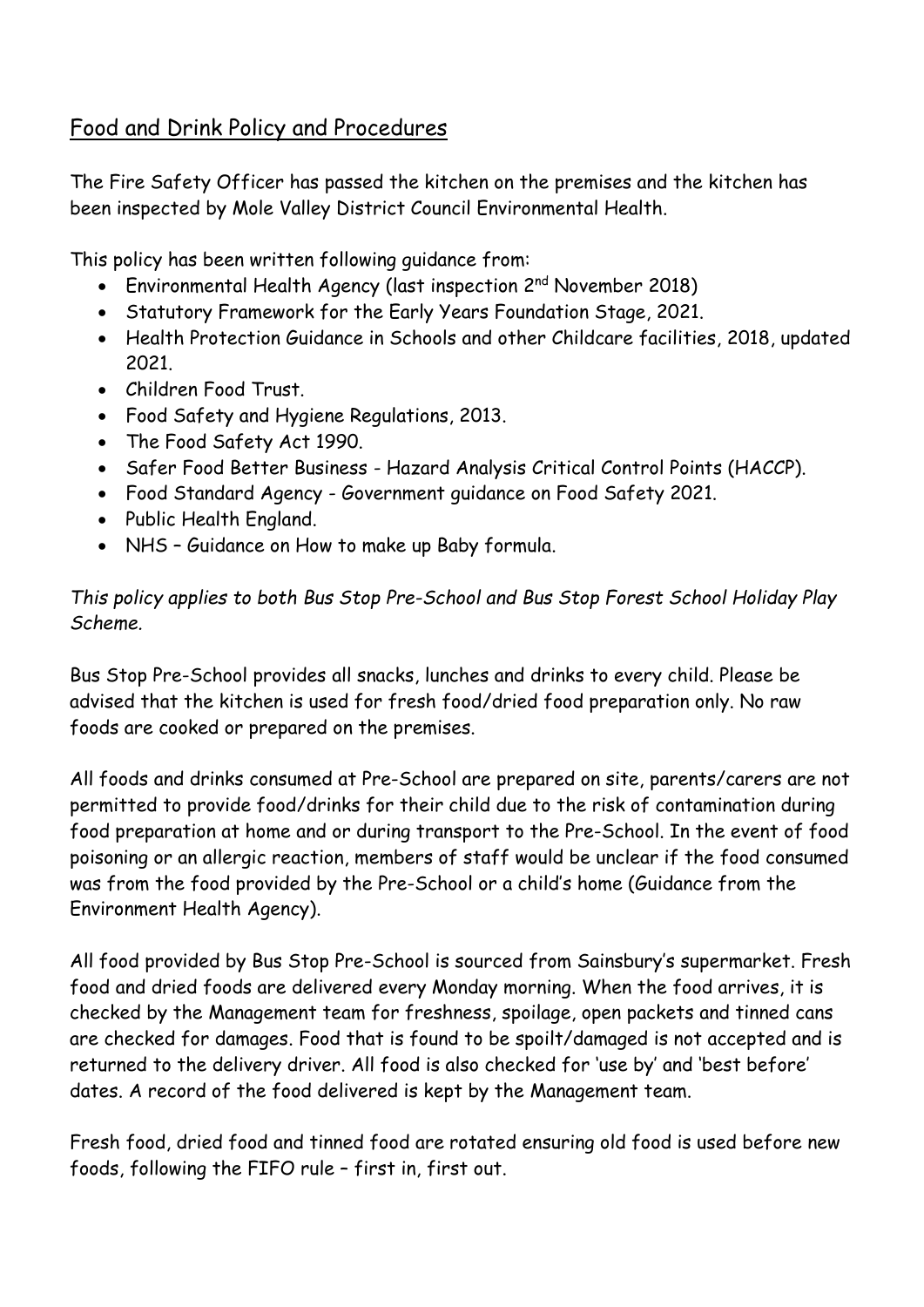## Food and Drink Policy and Procedures

The Fire Safety Officer has passed the kitchen on the premises and the kitchen has been inspected by Mole Valley District Council Environmental Health.

This policy has been written following guidance from:

- Environmental Health Agency (last inspection 2nd November 2018)
- Statutory Framework for the Early Years Foundation Stage, 2021.
- Health Protection Guidance in Schools and other Childcare facilities, 2018, updated 2021.
- Children Food Trust.
- Food Safety and Hygiene Regulations, 2013.
- The Food Safety Act 1990.
- Safer Food Better Business - Hazard Analysis Critical Control Points (HACCP).
- Food Standard Agency - Government guidance on Food Safety 2021.
- Public Health England.
- NHS – Guidance on How to make up Baby formula.

*This policy applies to both Bus Stop Pre-School and Bus Stop Forest School Holiday Play Scheme.*

Bus Stop Pre-School provides all snacks, lunches and drinks to every child. Please be advised that the kitchen is used for fresh food/dried food preparation only. No raw foods are cooked or prepared on the premises.

All foods and drinks consumed at Pre-School are prepared on site, parents/carers are not permitted to provide food/drinks for their child due to the risk of contamination during food preparation at home and or during transport to the Pre-School. In the event of food poisoning or an allergic reaction, members of staff would be unclear if the food consumed was from the food provided by the Pre-School or a child's home (Guidance from the Environment Health Agency).

All food provided by Bus Stop Pre-School is sourced from Sainsbury's supermarket. Fresh food and dried foods are delivered every Monday morning. When the food arrives, it is checked by the Management team for freshness, spoilage, open packets and tinned cans are checked for damages. Food that is found to be spoilt/damaged is not accepted and is returned to the delivery driver. All food is also checked for 'use by' and 'best before' dates. A record of the food delivered is kept by the Management team.

Fresh food, dried food and tinned food are rotated ensuring old food is used before new foods, following the FIFO rule – first in, first out.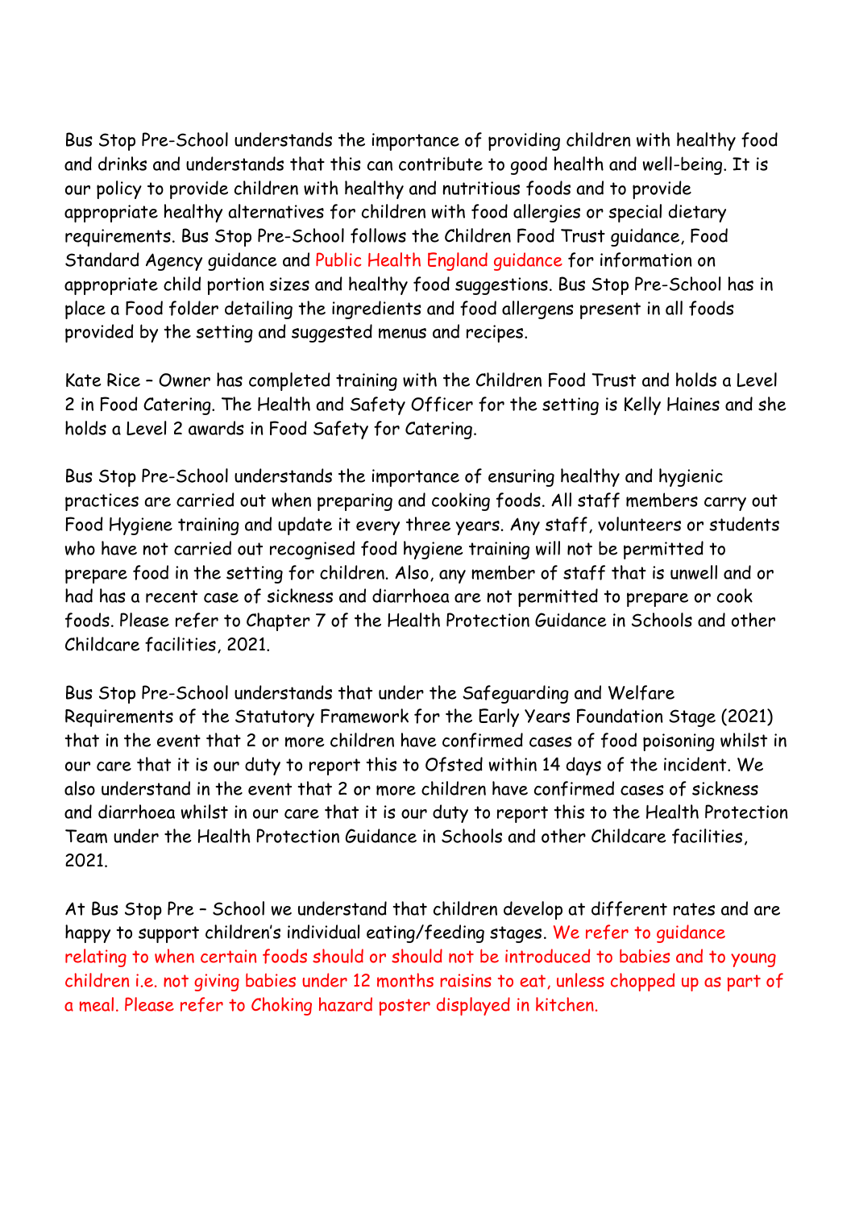Bus Stop Pre-School understands the importance of providing children with healthy food and drinks and understands that this can contribute to good health and well-being. It is our policy to provide children with healthy and nutritious foods and to provide appropriate healthy alternatives for children with food allergies or special dietary requirements. Bus Stop Pre-School follows the Children Food Trust guidance, Food Standard Agency guidance and Public Health England guidance for information on appropriate child portion sizes and healthy food suggestions. Bus Stop Pre-School has in place a Food folder detailing the ingredients and food allergens present in all foods provided by the setting and suggested menus and recipes.

Kate Rice – Owner has completed training with the Children Food Trust and holds a Level 2 in Food Catering. The Health and Safety Officer for the setting is Kelly Haines and she holds a Level 2 awards in Food Safety for Catering.

Bus Stop Pre-School understands the importance of ensuring healthy and hygienic practices are carried out when preparing and cooking foods. All staff members carry out Food Hygiene training and update it every three years. Any staff, volunteers or students who have not carried out recognised food hygiene training will not be permitted to prepare food in the setting for children. Also, any member of staff that is unwell and or had has a recent case of sickness and diarrhoea are not permitted to prepare or cook foods. Please refer to Chapter 7 of the Health Protection Guidance in Schools and other Childcare facilities, 2021.

Bus Stop Pre-School understands that under the Safeguarding and Welfare Requirements of the Statutory Framework for the Early Years Foundation Stage (2021) that in the event that 2 or more children have confirmed cases of food poisoning whilst in our care that it is our duty to report this to Ofsted within 14 days of the incident. We also understand in the event that 2 or more children have confirmed cases of sickness and diarrhoea whilst in our care that it is our duty to report this to the Health Protection Team under the Health Protection Guidance in Schools and other Childcare facilities, 2021.

At Bus Stop Pre – School we understand that children develop at different rates and are happy to support children's individual eating/feeding stages. We refer to guidance relating to when certain foods should or should not be introduced to babies and to young children i.e. not giving babies under 12 months raisins to eat, unless chopped up as part of a meal. Please refer to Choking hazard poster displayed in kitchen.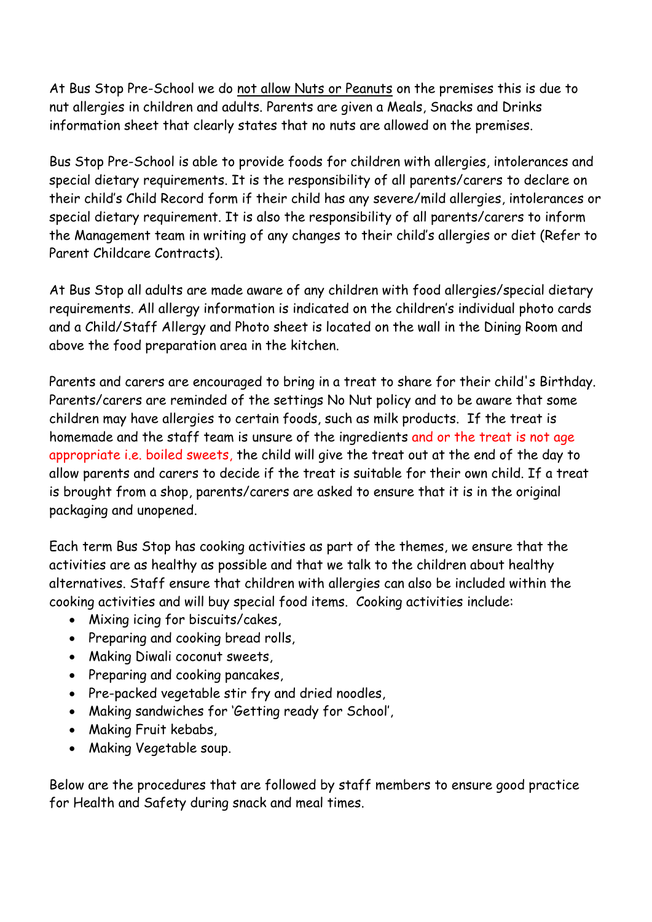At Bus Stop Pre-School we do not allow Nuts or Peanuts on the premises this is due to nut allergies in children and adults. Parents are given a Meals, Snacks and Drinks information sheet that clearly states that no nuts are allowed on the premises.

Bus Stop Pre-School is able to provide foods for children with allergies, intolerances and special dietary requirements. It is the responsibility of all parents/carers to declare on their child's Child Record form if their child has any severe/mild allergies, intolerances or special dietary requirement. It is also the responsibility of all parents/carers to inform the Management team in writing of any changes to their child's allergies or diet (Refer to Parent Childcare Contracts).

At Bus Stop all adults are made aware of any children with food allergies/special dietary requirements. All allergy information is indicated on the children's individual photo cards and a Child/Staff Allergy and Photo sheet is located on the wall in the Dining Room and above the food preparation area in the kitchen.

Parents and carers are encouraged to bring in a treat to share for their child's Birthday. Parents/carers are reminded of the settings No Nut policy and to be aware that some children may have allergies to certain foods, such as milk products. If the treat is homemade and the staff team is unsure of the ingredients and or the treat is not age appropriate i.e. boiled sweets, the child will give the treat out at the end of the day to allow parents and carers to decide if the treat is suitable for their own child. If a treat is brought from a shop, parents/carers are asked to ensure that it is in the original packaging and unopened.

Each term Bus Stop has cooking activities as part of the themes, we ensure that the activities are as healthy as possible and that we talk to the children about healthy alternatives. Staff ensure that children with allergies can also be included within the cooking activities and will buy special food items. Cooking activities include:

- Mixing icing for biscuits/cakes,
- Preparing and cooking bread rolls,
- Making Diwali coconut sweets,
- Preparing and cooking pancakes,
- Pre-packed vegetable stir fry and dried noodles,
- Making sandwiches for 'Getting ready for School',
- Making Fruit kebabs,
- Making Vegetable soup.

Below are the procedures that are followed by staff members to ensure good practice for Health and Safety during snack and meal times.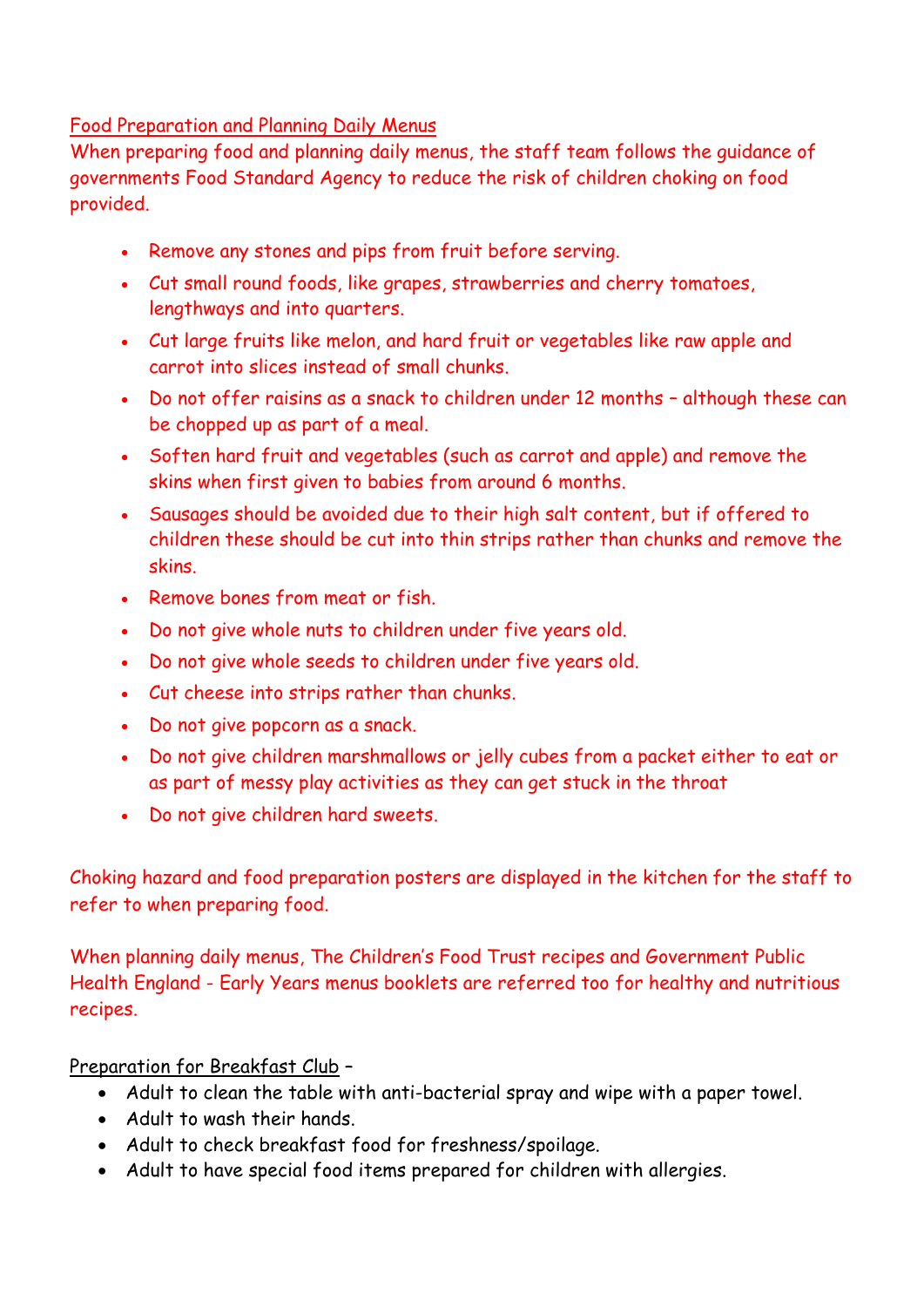<u>Food Preparation and Planning Daily Menus</u>

When preparing food and planning daily menus, the staff team follows the guidance of governments Food Standard Agency to reduce the risk of children choking on food provided.

- Remove any stones and pips from fruit before serving.
- Cut small round foods, like grapes, strawberries and cherry tomatoes, lengthways and into quarters.
- Cut large fruits like melon, and hard fruit or vegetables like raw apple and carrot into slices instead of small chunks.
- Do not offer raisins as a snack to children under 12 months – although these can be chopped up as part of a meal.
- Soften hard fruit and vegetables (such as carrot and apple) and remove the skins when first given to babies from around 6 months.
- Sausages should be avoided due to their high salt content, but if offered to children these should be cut into thin strips rather than chunks and remove the skins.
- Remove bones from meat or fish.
- Do not give whole nuts to children under five years old.
- Do not give whole seeds to children under five years old.
- Cut cheese into strips rather than chunks.
- Do not give popcorn as a snack.
- Do not give children marshmallows or jelly cubes from a packet either to eat or as part of messy play activities as they can get stuck in the throat
- Do not give children hard sweets.

Choking hazard and food preparation posters are displayed in the kitchen for the staff to refer to when preparing food.

When planning daily menus, The Children's Food Trust recipes and Government Public Health England - Early Years menus booklets are referred too for healthy and nutritious recipes.

<u>Preparation for Breakfast Club</u> –

- Adult to clean the table with anti-bacterial spray and wipe with a paper towel.
- Adult to wash their hands.
- Adult to check breakfast food for freshness/spoilage.
- Adult to have special food items prepared for children with allergies.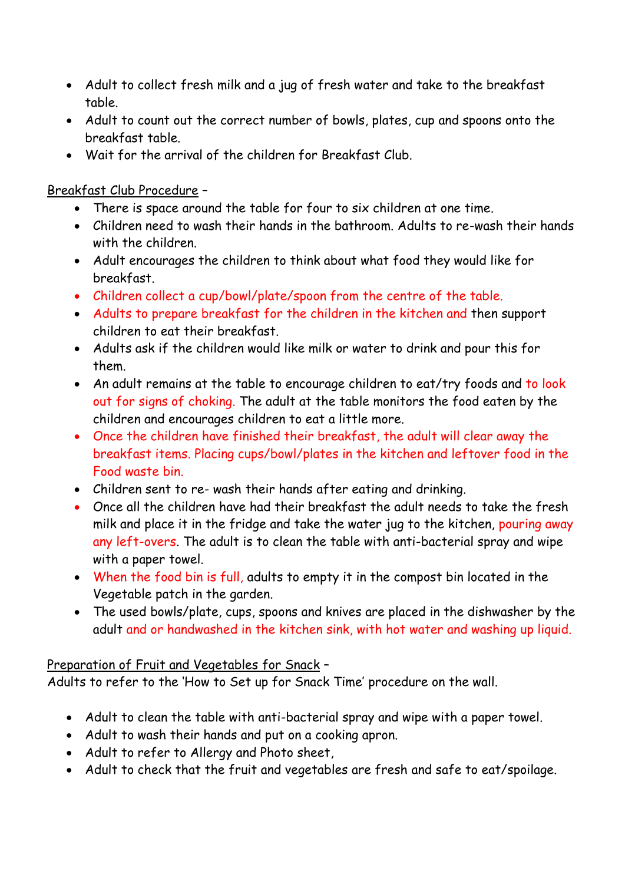- Adult to collect fresh milk and a jug of fresh water and take to the breakfast table.
- Adult to count out the correct number of bowls, plates, cup and spoons onto the breakfast table.
- Wait for the arrival of the children for Breakfast Club.

Breakfast Club Procedure –

- There is space around the table for four to six children at one time.
- Children need to wash their hands in the bathroom. Adults to re-wash their hands with the children.
- Adult encourages the children to think about what food they would like for breakfast.
- Children collect a cup/bowl/plate/spoon from the centre of the table.
- Adults to prepare breakfast for the children in the kitchen and then support children to eat their breakfast.
- Adults ask if the children would like milk or water to drink and pour this for them.
- An adult remains at the table to encourage children to eat/try foods and to look out for signs of choking. The adult at the table monitors the food eaten by the children and encourages children to eat a little more.
- Once the children have finished their breakfast, the adult will clear away the breakfast items. Placing cups/bowl/plates in the kitchen and leftover food in the Food waste bin.
- Children sent to re- wash their hands after eating and drinking.
- Once all the children have had their breakfast the adult needs to take the fresh milk and place it in the fridge and take the water jug to the kitchen, pouring away any left-overs. The adult is to clean the table with anti-bacterial spray and wipe with a paper towel.
- When the food bin is full, adults to empty it in the compost bin located in the Vegetable patch in the garden.
- The used bowls/plate, cups, spoons and knives are placed in the dishwasher by the adult and or handwashed in the kitchen sink, with hot water and washing up liquid.

Preparation of Fruit and Vegetables for Snack –
Adults to refer to the 'How to Set up for Snack Time' procedure on the wall.

- Adult to clean the table with anti-bacterial spray and wipe with a paper towel.
- Adult to wash their hands and put on a cooking apron.
- Adult to refer to Allergy and Photo sheet,
- Adult to check that the fruit and vegetables are fresh and safe to eat/spoilage.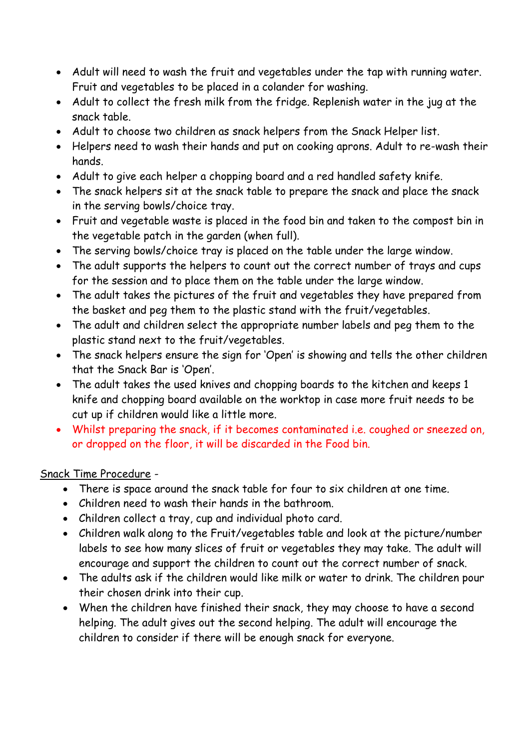- Adult will need to wash the fruit and vegetables under the tap with running water. Fruit and vegetables to be placed in a colander for washing.
- Adult to collect the fresh milk from the fridge. Replenish water in the jug at the snack table.
- Adult to choose two children as snack helpers from the Snack Helper list.
- Helpers need to wash their hands and put on cooking aprons. Adult to re-wash their hands.
- Adult to give each helper a chopping board and a red handled safety knife.
- The snack helpers sit at the snack table to prepare the snack and place the snack in the serving bowls/choice tray.
- Fruit and vegetable waste is placed in the food bin and taken to the compost bin in the vegetable patch in the garden (when full).
- The serving bowls/choice tray is placed on the table under the large window.
- The adult supports the helpers to count out the correct number of trays and cups for the session and to place them on the table under the large window.
- The adult takes the pictures of the fruit and vegetables they have prepared from the basket and peg them to the plastic stand with the fruit/vegetables.
- The adult and children select the appropriate number labels and peg them to the plastic stand next to the fruit/vegetables.
- The snack helpers ensure the sign for 'Open' is showing and tells the other children that the Snack Bar is 'Open'.
- The adult takes the used knives and chopping boards to the kitchen and keeps 1 knife and chopping board available on the worktop in case more fruit needs to be cut up if children would like a little more.
- Whilst preparing the snack, if it becomes contaminated i.e. coughed or sneezed on, or dropped on the floor, it will be discarded in the Food bin.

Snack Time Procedure -

- There is space around the snack table for four to six children at one time.
- Children need to wash their hands in the bathroom.
- Children collect a tray, cup and individual photo card.
- Children walk along to the Fruit/vegetables table and look at the picture/number labels to see how many slices of fruit or vegetables they may take. The adult will encourage and support the children to count out the correct number of snack.
- The adults ask if the children would like milk or water to drink. The children pour their chosen drink into their cup.
- When the children have finished their snack, they may choose to have a second helping. The adult gives out the second helping. The adult will encourage the children to consider if there will be enough snack for everyone.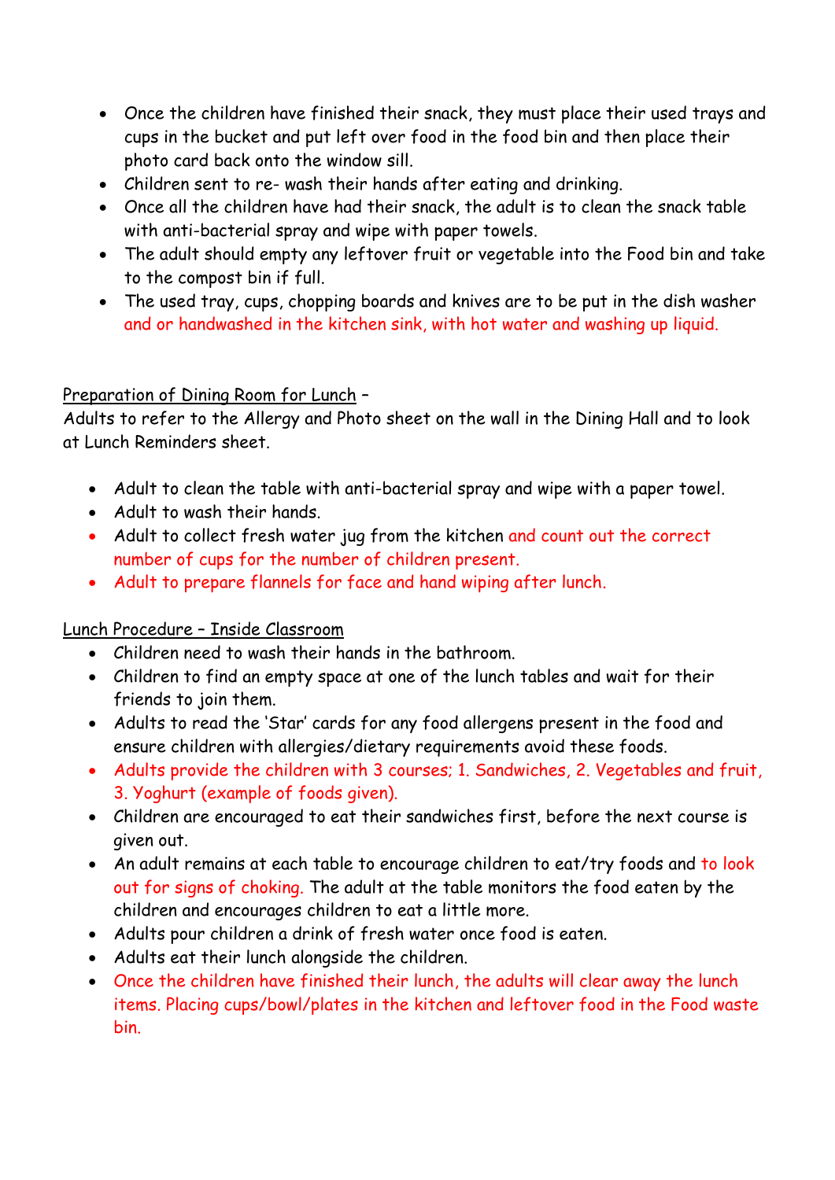- Once the children have finished their snack, they must place their used trays and cups in the bucket and put left over food in the food bin and then place their photo card back onto the window sill.
- Children sent to re- wash their hands after eating and drinking.
- Once all the children have had their snack, the adult is to clean the snack table with anti-bacterial spray and wipe with paper towels.
- The adult should empty any leftover fruit or vegetable into the Food bin and take to the compost bin if full.
- The used tray, cups, chopping boards and knives are to be put in the dish washer and or handwashed in the kitchen sink, with hot water and washing up liquid.

<u>Preparation of Dining Room for Lunch</u> –
Adults to refer to the Allergy and Photo sheet on the wall in the Dining Hall and to look at Lunch Reminders sheet.

- Adult to clean the table with anti-bacterial spray and wipe with a paper towel.
- Adult to wash their hands.
- Adult to collect fresh water jug from the kitchen and count out the correct number of cups for the number of children present.
- Adult to prepare flannels for face and hand wiping after lunch.

<u>Lunch Procedure – Inside Classroom</u>

- Children need to wash their hands in the bathroom.
- Children to find an empty space at one of the lunch tables and wait for their friends to join them.
- Adults to read the 'Star' cards for any food allergens present in the food and ensure children with allergies/dietary requirements avoid these foods.
- Adults provide the children with 3 courses; 1. Sandwiches, 2. Vegetables and fruit, 3. Yoghurt (example of foods given).
- Children are encouraged to eat their sandwiches first, before the next course is given out.
- An adult remains at each table to encourage children to eat/try foods and to look out for signs of choking. The adult at the table monitors the food eaten by the children and encourages children to eat a little more.
- Adults pour children a drink of fresh water once food is eaten.
- Adults eat their lunch alongside the children.
- Once the children have finished their lunch, the adults will clear away the lunch items. Placing cups/bowl/plates in the kitchen and leftover food in the Food waste bin.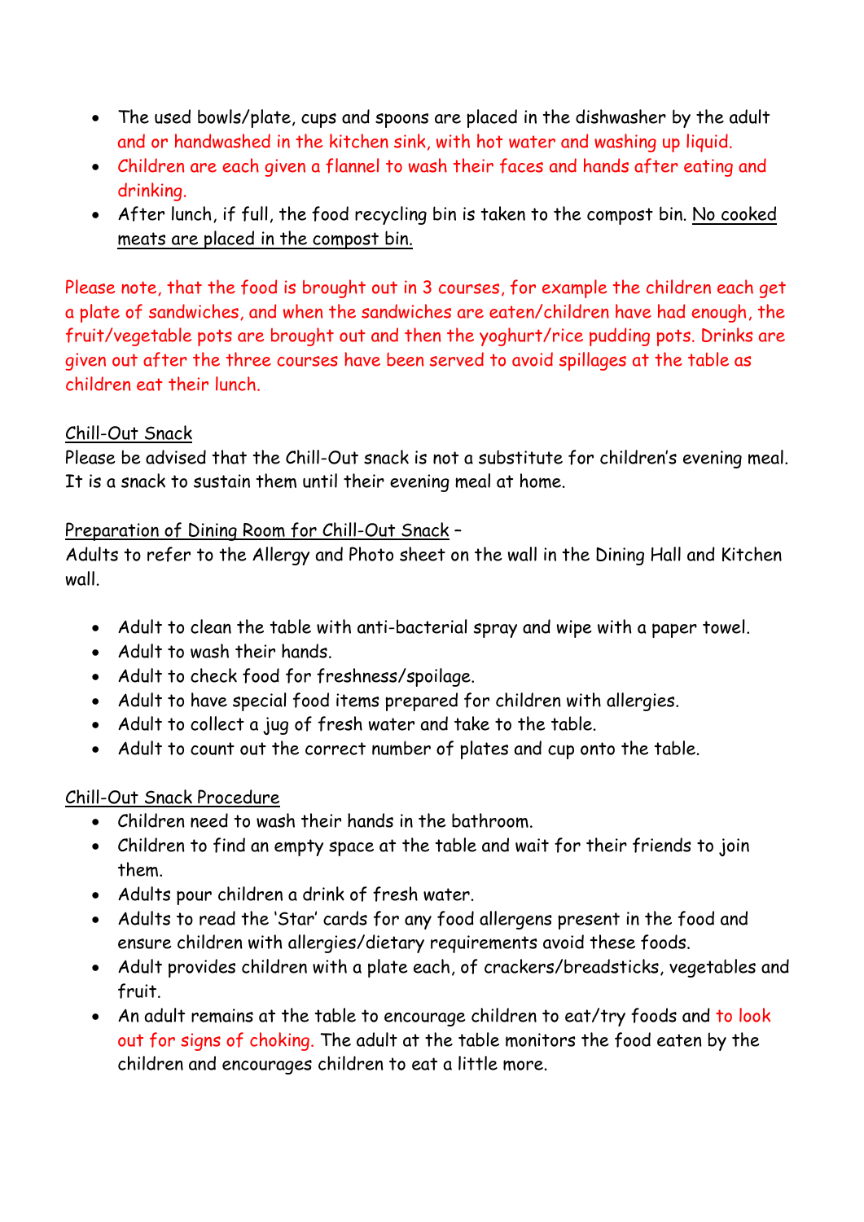- The used bowls/plate, cups and spoons are placed in the dishwasher by the adult and or handwashed in the kitchen sink, with hot water and washing up liquid.
- Children are each given a flannel to wash their faces and hands after eating and drinking.
- After lunch, if full, the food recycling bin is taken to the compost bin. <u>No cooked meats are placed in the compost bin.</u>

Please note, that the food is brought out in 3 courses, for example the children each get a plate of sandwiches, and when the sandwiches are eaten/children have had enough, the fruit/vegetable pots are brought out and then the yoghurt/rice pudding pots. Drinks are given out after the three courses have been served to avoid spillages at the table as children eat their lunch.

<u>Chill-Out Snack</u>

Please be advised that the Chill-Out snack is not a substitute for children's evening meal. It is a snack to sustain them until their evening meal at home.

<u>Preparation of Dining Room for Chill-Out Snack</u> –

Adults to refer to the Allergy and Photo sheet on the wall in the Dining Hall and Kitchen wall.

- Adult to clean the table with anti-bacterial spray and wipe with a paper towel.
- Adult to wash their hands.
- Adult to check food for freshness/spoilage.
- Adult to have special food items prepared for children with allergies.
- Adult to collect a jug of fresh water and take to the table.
- Adult to count out the correct number of plates and cup onto the table.

<u>Chill-Out Snack Procedure</u>

- Children need to wash their hands in the bathroom.
- Children to find an empty space at the table and wait for their friends to join them.
- Adults pour children a drink of fresh water.
- Adults to read the 'Star' cards for any food allergens present in the food and ensure children with allergies/dietary requirements avoid these foods.
- Adult provides children with a plate each, of crackers/breadsticks, vegetables and fruit.
- An adult remains at the table to encourage children to eat/try foods and to look out for signs of choking. The adult at the table monitors the food eaten by the children and encourages children to eat a little more.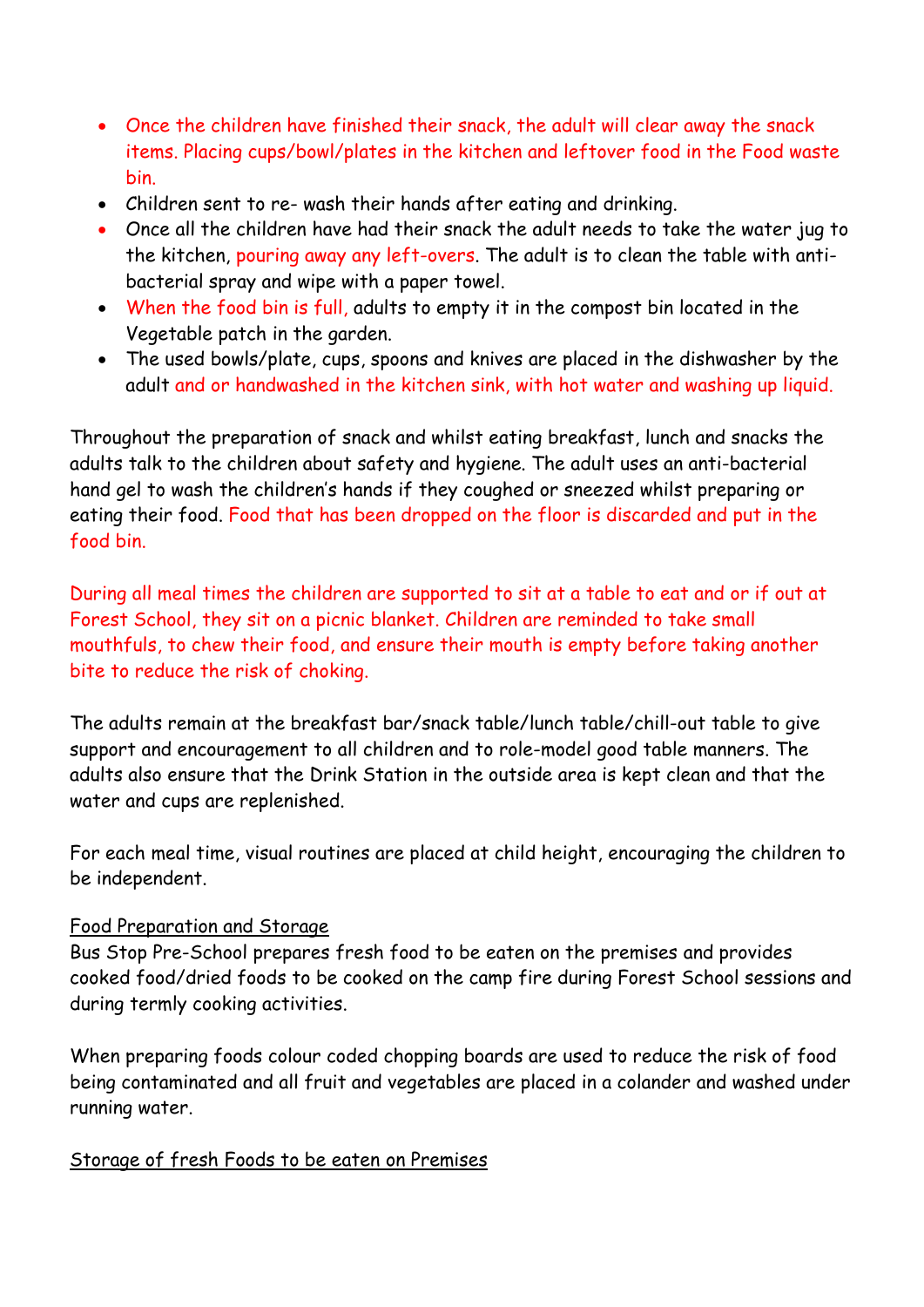- Once the children have finished their snack, the adult will clear away the snack items. Placing cups/bowl/plates in the kitchen and leftover food in the Food waste bin.
- Children sent to re- wash their hands after eating and drinking.
- Once all the children have had their snack the adult needs to take the water jug to the kitchen, pouring away any left-overs. The adult is to clean the table with anti-bacterial spray and wipe with a paper towel.
- When the food bin is full, adults to empty it in the compost bin located in the Vegetable patch in the garden.
- The used bowls/plate, cups, spoons and knives are placed in the dishwasher by the adult and or handwashed in the kitchen sink, with hot water and washing up liquid.

Throughout the preparation of snack and whilst eating breakfast, lunch and snacks the adults talk to the children about safety and hygiene. The adult uses an anti-bacterial hand gel to wash the children's hands if they coughed or sneezed whilst preparing or eating their food. Food that has been dropped on the floor is discarded and put in the food bin.

During all meal times the children are supported to sit at a table to eat and or if out at Forest School, they sit on a picnic blanket. Children are reminded to take small mouthfuls, to chew their food, and ensure their mouth is empty before taking another bite to reduce the risk of choking.

The adults remain at the breakfast bar/snack table/lunch table/chill-out table to give support and encouragement to all children and to role-model good table manners. The adults also ensure that the Drink Station in the outside area is kept clean and that the water and cups are replenished.

For each meal time, visual routines are placed at child height, encouraging the children to be independent.

<u>Food Preparation and Storage</u>

Bus Stop Pre-School prepares fresh food to be eaten on the premises and provides cooked food/dried foods to be cooked on the camp fire during Forest School sessions and during termly cooking activities.

When preparing foods colour coded chopping boards are used to reduce the risk of food being contaminated and all fruit and vegetables are placed in a colander and washed under running water.

<u>Storage of fresh Foods to be eaten on Premises</u>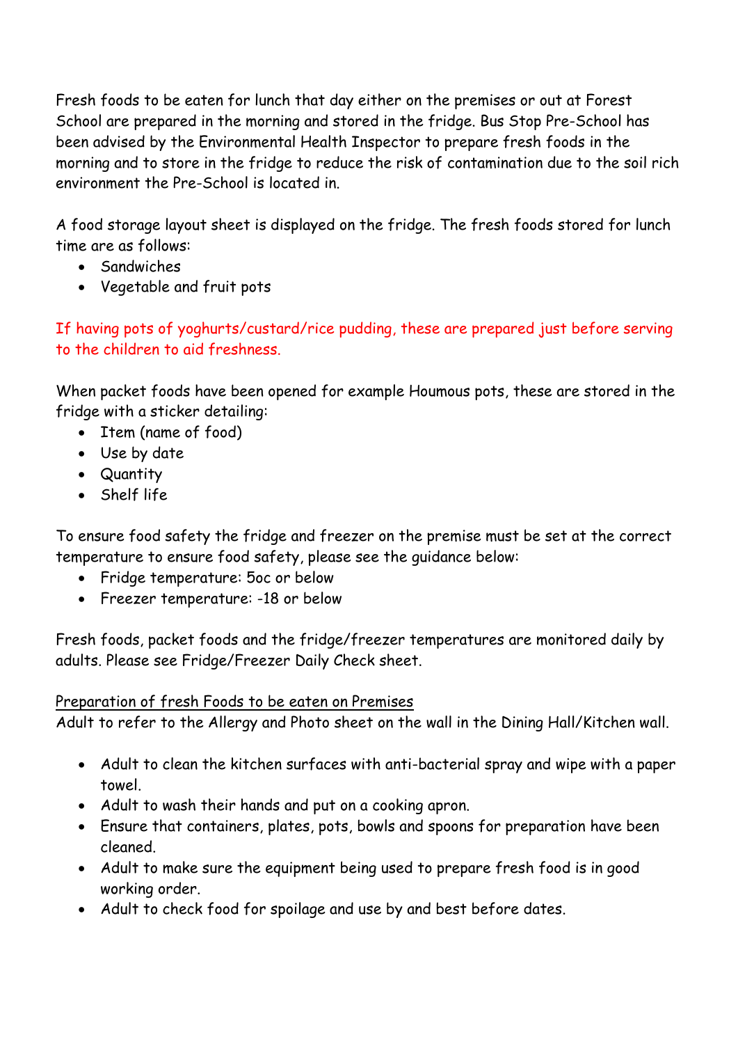Fresh foods to be eaten for lunch that day either on the premises or out at Forest School are prepared in the morning and stored in the fridge. Bus Stop Pre-School has been advised by the Environmental Health Inspector to prepare fresh foods in the morning and to store in the fridge to reduce the risk of contamination due to the soil rich environment the Pre-School is located in.

A food storage layout sheet is displayed on the fridge. The fresh foods stored for lunch time are as follows:

- Sandwiches
- Vegetable and fruit pots

If having pots of yoghurts/custard/rice pudding, these are prepared just before serving to the children to aid freshness.

When packet foods have been opened for example Houmous pots, these are stored in the fridge with a sticker detailing:

- Item (name of food)
- Use by date
- Quantity
- Shelf life

To ensure food safety the fridge and freezer on the premise must be set at the correct temperature to ensure food safety, please see the guidance below:

- Fridge temperature: 5oc or below
- Freezer temperature: -18 or below

Fresh foods, packet foods and the fridge/freezer temperatures are monitored daily by adults. Please see Fridge/Freezer Daily Check sheet.

<u>Preparation of fresh Foods to be eaten on Premises</u>

Adult to refer to the Allergy and Photo sheet on the wall in the Dining Hall/Kitchen wall.

- Adult to clean the kitchen surfaces with anti-bacterial spray and wipe with a paper towel.
- Adult to wash their hands and put on a cooking apron.
- Ensure that containers, plates, pots, bowls and spoons for preparation have been cleaned.
- Adult to make sure the equipment being used to prepare fresh food is in good working order.
- Adult to check food for spoilage and use by and best before dates.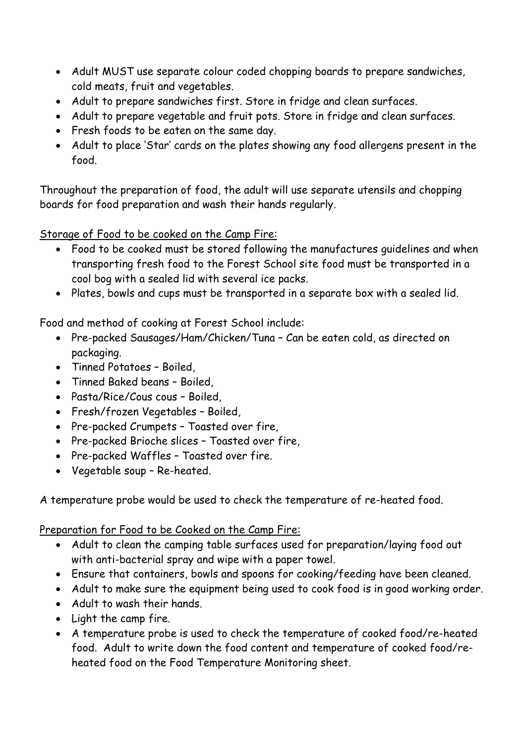- Adult MUST use separate colour coded chopping boards to prepare sandwiches, cold meats, fruit and vegetables.
- Adult to prepare sandwiches first. Store in fridge and clean surfaces.
- Adult to prepare vegetable and fruit pots. Store in fridge and clean surfaces.
- Fresh foods to be eaten on the same day.
- Adult to place 'Star' cards on the plates showing any food allergens present in the food.

Throughout the preparation of food, the adult will use separate utensils and chopping boards for food preparation and wash their hands regularly.

<u>Storage of Food to be cooked on the Camp Fire:</u>

- Food to be cooked must be stored following the manufactures guidelines and when transporting fresh food to the Forest School site food must be transported in a cool bog with a sealed lid with several ice packs.
- Plates, bowls and cups must be transported in a separate box with a sealed lid.

Food and method of cooking at Forest School include:

- Pre-packed Sausages/Ham/Chicken/Tuna – Can be eaten cold, as directed on packaging.
- Tinned Potatoes – Boiled,
- Tinned Baked beans – Boiled,
- Pasta/Rice/Cous cous – Boiled,
- Fresh/frozen Vegetables – Boiled,
- Pre-packed Crumpets – Toasted over fire,
- Pre-packed Brioche slices – Toasted over fire,
- Pre-packed Waffles – Toasted over fire.
- Vegetable soup – Re-heated.

A temperature probe would be used to check the temperature of re-heated food.

<u>Preparation for Food to be Cooked on the Camp Fire:</u>

- Adult to clean the camping table surfaces used for preparation/laying food out with anti-bacterial spray and wipe with a paper towel.
- Ensure that containers, bowls and spoons for cooking/feeding have been cleaned.
- Adult to make sure the equipment being used to cook food is in good working order.
- Adult to wash their hands.
- Light the camp fire.
- A temperature probe is used to check the temperature of cooked food/re-heated food. Adult to write down the food content and temperature of cooked food/re-heated food on the Food Temperature Monitoring sheet.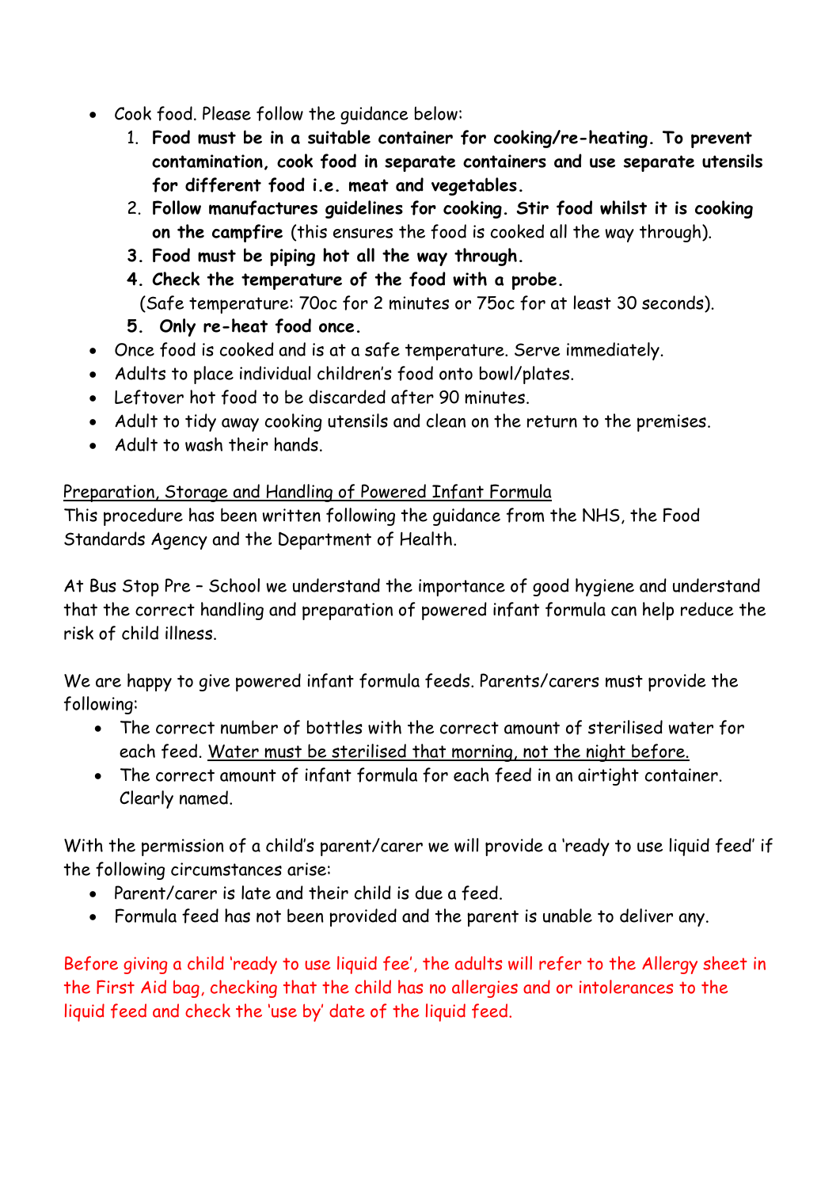- Cook food. Please follow the guidance below:
    1. **Food must be in a suitable container for cooking/re-heating. To prevent contamination, cook food in separate containers and use separate utensils for different food i.e. meat and vegetables.**
    2. **Follow manufactures guidelines for cooking. Stir food whilst it is cooking on the campfire** (this ensures the food is cooked all the way through).
    3. **Food must be piping hot all the way through.**
    4. **Check the temperature of the food with a probe.**
       (Safe temperature: 70oc for 2 minutes or 75oc for at least 30 seconds).
    5. **Only re-heat food once.**
- Once food is cooked and is at a safe temperature. Serve immediately.
- Adults to place individual children's food onto bowl/plates.
- Leftover hot food to be discarded after 90 minutes.
- Adult to tidy away cooking utensils and clean on the return to the premises.
- Adult to wash their hands.

<u>Preparation, Storage and Handling of Powered Infant Formula</u>

This procedure has been written following the guidance from the NHS, the Food Standards Agency and the Department of Health.

At Bus Stop Pre – School we understand the importance of good hygiene and understand that the correct handling and preparation of powered infant formula can help reduce the risk of child illness.

We are happy to give powered infant formula feeds. Parents/carers must provide the following:

- The correct number of bottles with the correct amount of sterilised water for each feed. <u>Water must be sterilised that morning, not the night before.</u>
- The correct amount of infant formula for each feed in an airtight container. Clearly named.

With the permission of a child's parent/carer we will provide a 'ready to use liquid feed' if the following circumstances arise:

- Parent/carer is late and their child is due a feed.
- Formula feed has not been provided and the parent is unable to deliver any.

Before giving a child 'ready to use liquid fee', the adults will refer to the Allergy sheet in the First Aid bag, checking that the child has no allergies and or intolerances to the liquid feed and check the 'use by' date of the liquid feed.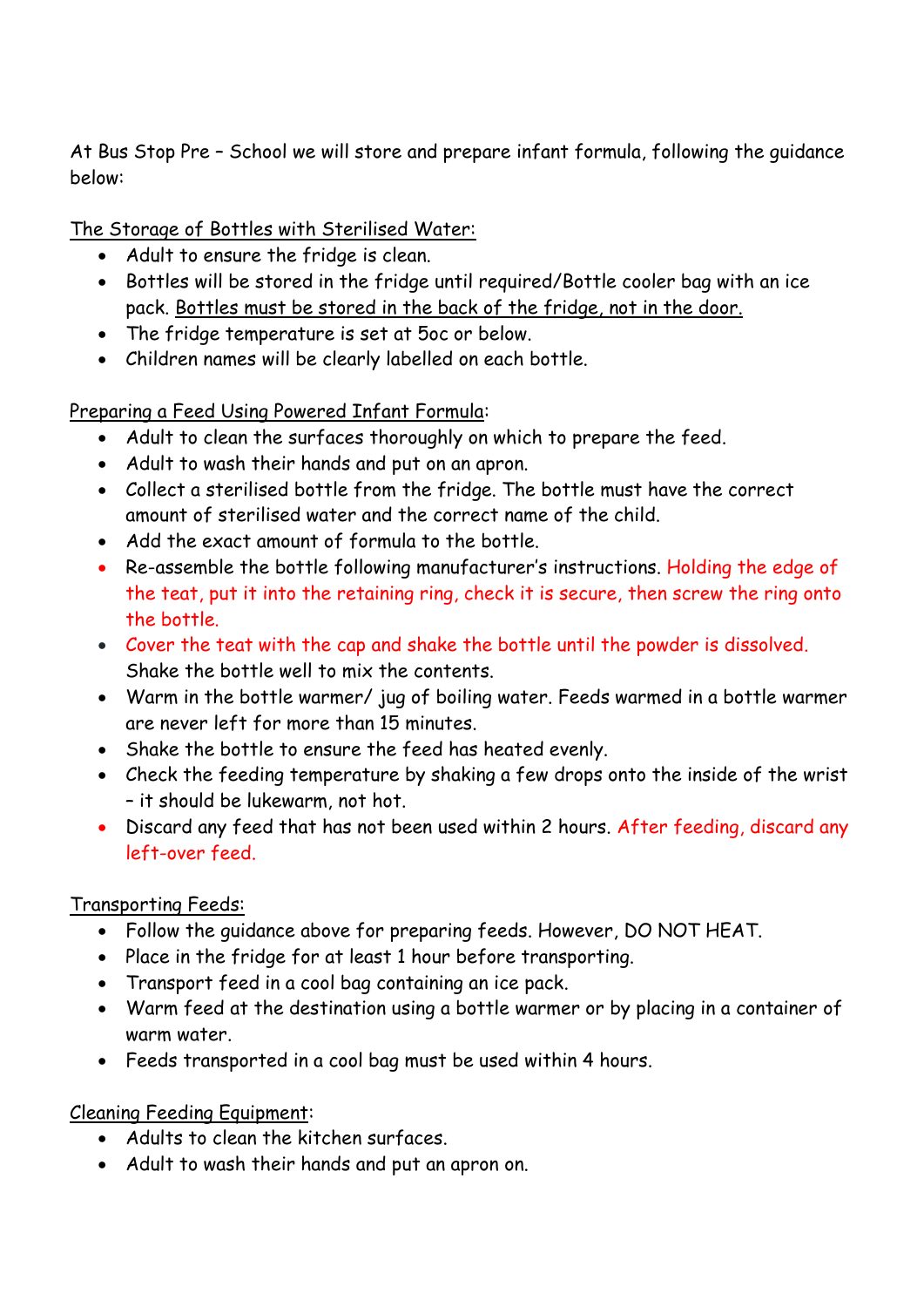At Bus Stop Pre – School we will store and prepare infant formula, following the guidance below:

<u>The Storage of Bottles with Sterilised Water:</u>

- Adult to ensure the fridge is clean.
- Bottles will be stored in the fridge until required/Bottle cooler bag with an ice pack. <u>Bottles must be stored in the back of the fridge, not in the door.</u>
- The fridge temperature is set at 5oc or below.
- Children names will be clearly labelled on each bottle.

<u>Preparing a Feed Using Powered Infant Formula</u>:

- Adult to clean the surfaces thoroughly on which to prepare the feed.
- Adult to wash their hands and put on an apron.
- Collect a sterilised bottle from the fridge. The bottle must have the correct amount of sterilised water and the correct name of the child.
- Add the exact amount of formula to the bottle.
- Re-assemble the bottle following manufacturer's instructions. Holding the edge of the teat, put it into the retaining ring, check it is secure, then screw the ring onto the bottle.
- Cover the teat with the cap and shake the bottle until the powder is dissolved. Shake the bottle well to mix the contents.
- Warm in the bottle warmer/ jug of boiling water. Feeds warmed in a bottle warmer are never left for more than 15 minutes.
- Shake the bottle to ensure the feed has heated evenly.
- Check the feeding temperature by shaking a few drops onto the inside of the wrist – it should be lukewarm, not hot.
- Discard any feed that has not been used within 2 hours. After feeding, discard any left-over feed.

<u>Transporting Feeds:</u>

- Follow the guidance above for preparing feeds. However, DO NOT HEAT.
- Place in the fridge for at least 1 hour before transporting.
- Transport feed in a cool bag containing an ice pack.
- Warm feed at the destination using a bottle warmer or by placing in a container of warm water.
- Feeds transported in a cool bag must be used within 4 hours.

<u>Cleaning Feeding Equipment</u>:

- Adults to clean the kitchen surfaces.
- Adult to wash their hands and put an apron on.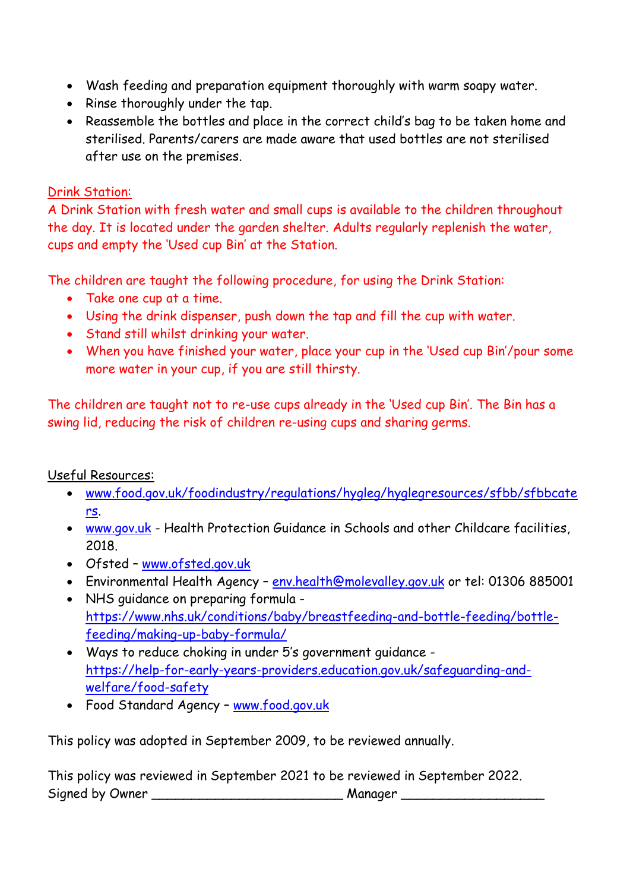- Wash feeding and preparation equipment thoroughly with warm soapy water.
- Rinse thoroughly under the tap.
- Reassemble the bottles and place in the correct child's bag to be taken home and sterilised. Parents/carers are made aware that used bottles are not sterilised after use on the premises.

Drink Station:

A Drink Station with fresh water and small cups is available to the children throughout the day. It is located under the garden shelter. Adults regularly replenish the water, cups and empty the 'Used cup Bin' at the Station.

The children are taught the following procedure, for using the Drink Station:

- Take one cup at a time.
- Using the drink dispenser, push down the tap and fill the cup with water.
- Stand still whilst drinking your water.
- When you have finished your water, place your cup in the 'Used cup Bin'/pour some more water in your cup, if you are still thirsty.

The children are taught not to re-use cups already in the 'Used cup Bin'. The Bin has a swing lid, reducing the risk of children re-using cups and sharing germs.

Useful Resources:

- www.food.gov.uk/foodindustry/regulations/hygleg/hyglegresources/sfbb/sfbbcaters.
- www.gov.uk - Health Protection Guidance in Schools and other Childcare facilities, 2018.
- Ofsted – www.ofsted.gov.uk
- Environmental Health Agency – env.health@molevalley.gov.uk or tel: 01306 885001
- NHS guidance on preparing formula - https://www.nhs.uk/conditions/baby/breastfeeding-and-bottle-feeding/bottle-feeding/making-up-baby-formula/
- Ways to reduce choking in under 5's government guidance - https://help-for-early-years-providers.education.gov.uk/safeguarding-and-welfare/food-safety
- Food Standard Agency – www.food.gov.uk

This policy was adopted in September 2009, to be reviewed annually.

This policy was reviewed in September 2021 to be reviewed in September 2022.
Signed by Owner _________________________ Manager ___________________